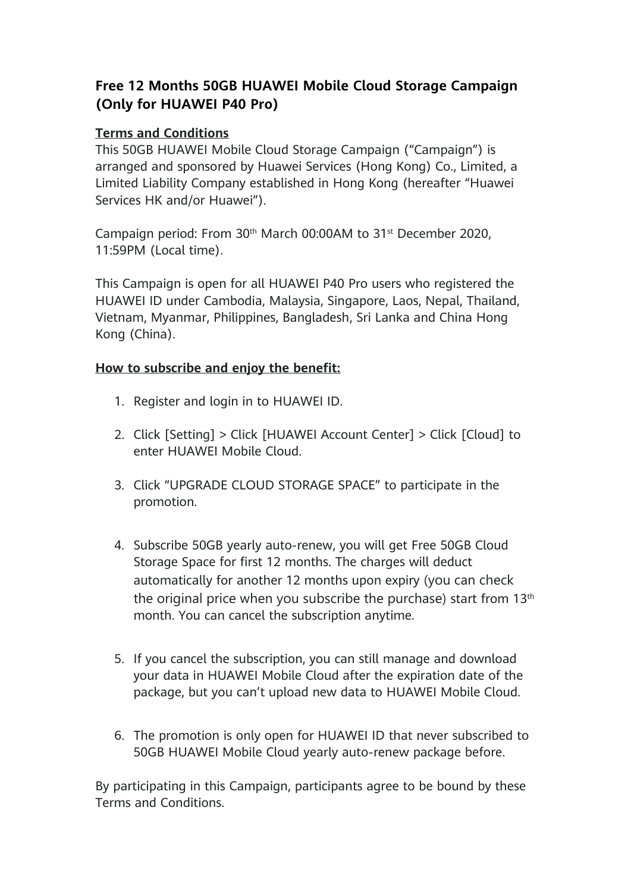# Free 12 Months 50GB HUAWEI Mobile Cloud Storage Campaign (Only for HUAWEI P40 Pro)

**Terms and Conditions**

This 50GB HUAWEI Mobile Cloud Storage Campaign ("Campaign") is arranged and sponsored by Huawei Services (Hong Kong) Co., Limited, a Limited Liability Company established in Hong Kong (hereafter "Huawei Services HK and/or Huawei").

Campaign period: From 30th March 00:00AM to 31st December 2020, 11:59PM (Local time).

This Campaign is open for all HUAWEI P40 Pro users who registered the HUAWEI ID under Cambodia, Malaysia, Singapore, Laos, Nepal, Thailand, Vietnam, Myanmar, Philippines, Bangladesh, Sri Lanka and China Hong Kong (China).

**How to subscribe and enjoy the benefit:**

1. Register and login in to HUAWEI ID.
2. Click [Setting] > Click [HUAWEI Account Center] > Click [Cloud] to enter HUAWEI Mobile Cloud.
3. Click "UPGRADE CLOUD STORAGE SPACE" to participate in the promotion.
4. Subscribe 50GB yearly auto-renew, you will get Free 50GB Cloud Storage Space for first 12 months. The charges will deduct automatically for another 12 months upon expiry (you can check the original price when you subscribe the purchase) start from 13th month. You can cancel the subscription anytime.
5. If you cancel the subscription, you can still manage and download your data in HUAWEI Mobile Cloud after the expiration date of the package, but you can't upload new data to HUAWEI Mobile Cloud.
6. The promotion is only open for HUAWEI ID that never subscribed to 50GB HUAWEI Mobile Cloud yearly auto-renew package before.

By participating in this Campaign, participants agree to be bound by these Terms and Conditions.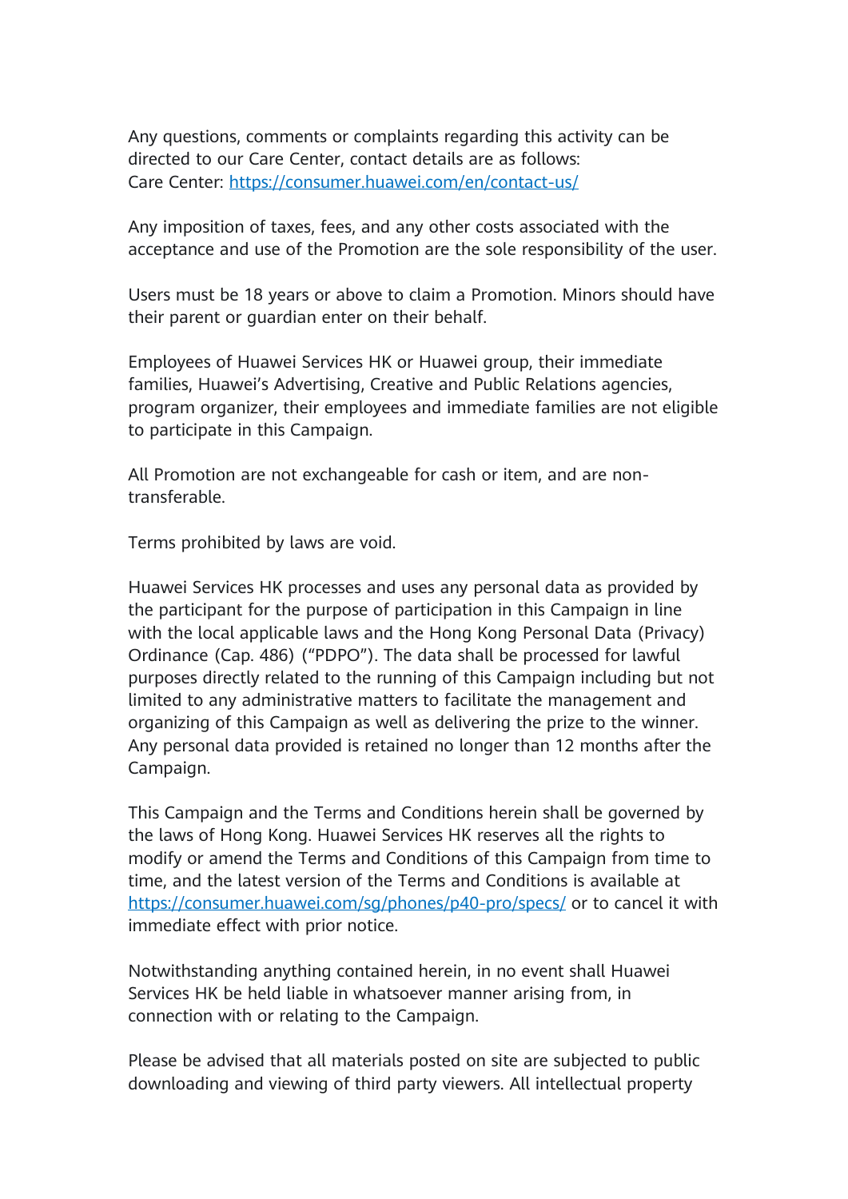Any questions, comments or complaints regarding this activity can be directed to our Care Center, contact details are as follows:
Care Center: [https://consumer.huawei.com/en/contact-us/](https://consumer.huawei.com/en/contact-us/)

Any imposition of taxes, fees, and any other costs associated with the acceptance and use of the Promotion are the sole responsibility of the user.

Users must be 18 years or above to claim a Promotion. Minors should have their parent or guardian enter on their behalf.

Employees of Huawei Services HK or Huawei group, their immediate families, Huawei's Advertising, Creative and Public Relations agencies, program organizer, their employees and immediate families are not eligible to participate in this Campaign.

All Promotion are not exchangeable for cash or item, and are non-transferable.

Terms prohibited by laws are void.

Huawei Services HK processes and uses any personal data as provided by the participant for the purpose of participation in this Campaign in line with the local applicable laws and the Hong Kong Personal Data (Privacy) Ordinance (Cap. 486) ("PDPO"). The data shall be processed for lawful purposes directly related to the running of this Campaign including but not limited to any administrative matters to facilitate the management and organizing of this Campaign as well as delivering the prize to the winner. Any personal data provided is retained no longer than 12 months after the Campaign.

This Campaign and the Terms and Conditions herein shall be governed by the laws of Hong Kong. Huawei Services HK reserves all the rights to modify or amend the Terms and Conditions of this Campaign from time to time, and the latest version of the Terms and Conditions is available at [https://consumer.huawei.com/sg/phones/p40-pro/specs/](https://consumer.huawei.com/sg/phones/p40-pro/specs/) or to cancel it with immediate effect with prior notice.

Notwithstanding anything contained herein, in no event shall Huawei Services HK be held liable in whatsoever manner arising from, in connection with or relating to the Campaign.

Please be advised that all materials posted on site are subjected to public downloading and viewing of third party viewers. All intellectual property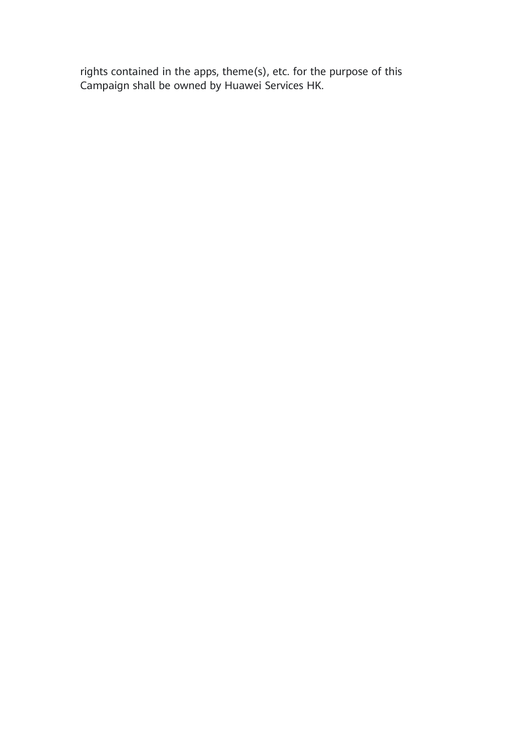rights contained in the apps, theme(s), etc. for the purpose of this Campaign shall be owned by Huawei Services HK.